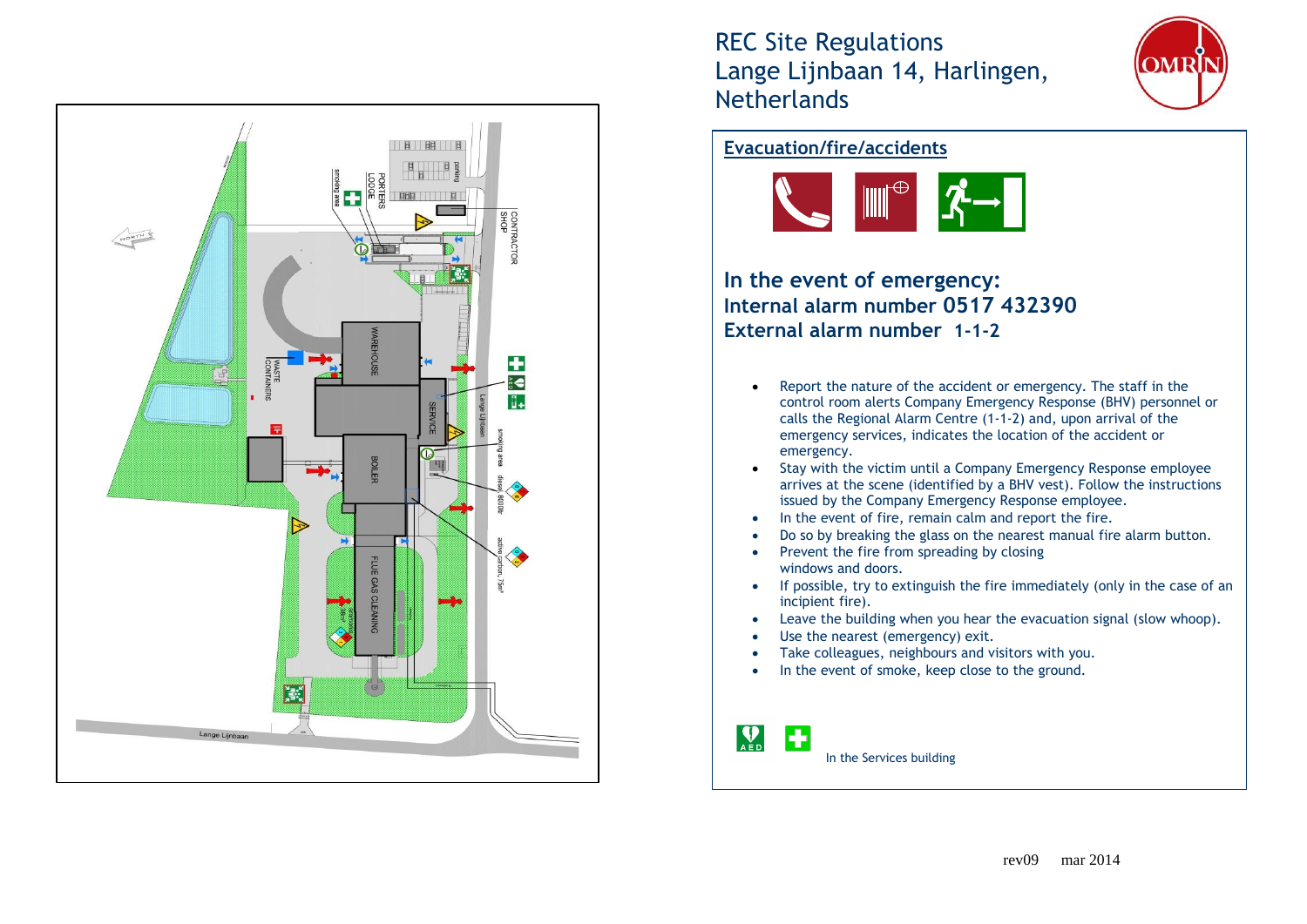# REC Site Regulations
# Lange Lijnbaan 14, Harlingen, Netherlands

## Evacuation/fire/accidents

### In the event of emergency:
### Internal alarm number 0517 432390
### External alarm number 1-1-2

- Report the nature of the accident or emergency. The staff in the control room alerts Company Emergency Response (BHV) personnel or calls the Regional Alarm Centre (1-1-2) and, upon arrival of the emergency services, indicates the location of the accident or emergency.
- Stay with the victim until a Company Emergency Response employee arrives at the scene (identified by a BHV vest). Follow the instructions issued by the Company Emergency Response employee.
- In the event of fire, remain calm and report the fire.
- Do so by breaking the glass on the nearest manual fire alarm button.
- Prevent the fire from spreading by closing windows and doors.
- If possible, try to extinguish the fire immediately (only in the case of an incipient fire).
- Leave the building when you hear the evacuation signal (slow whoop).
- Use the nearest (emergency) exit.
- Take colleagues, neighbours and visitors with you.
- In the event of smoke, keep close to the ground.

In the Services building

rev09 mar 2014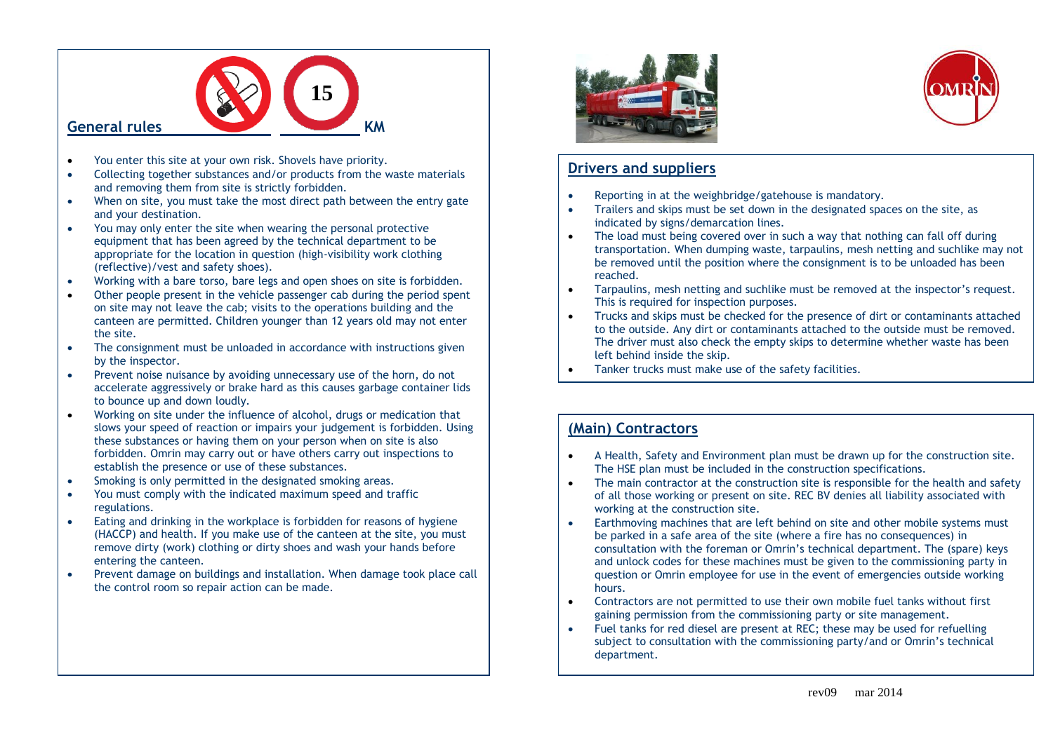## General rules

15

KM

- You enter this site at your own risk. Shovels have priority.
- Collecting together substances and/or products from the waste materials and removing them from site is strictly forbidden.
- When on site, you must take the most direct path between the entry gate and your destination.
- You may only enter the site when wearing the personal protective equipment that has been agreed by the technical department to be appropriate for the location in question (high-visibility work clothing (reflective)/vest and safety shoes).
- Working with a bare torso, bare legs and open shoes on site is forbidden.
- Other people present in the vehicle passenger cab during the period spent on site may not leave the cab; visits to the operations building and the canteen are permitted. Children younger than 12 years old may not enter the site.
- The consignment must be unloaded in accordance with instructions given by the inspector.
- Prevent noise nuisance by avoiding unnecessary use of the horn, do not accelerate aggressively or brake hard as this causes garbage container lids to bounce up and down loudly.
- Working on site under the influence of alcohol, drugs or medication that slows your speed of reaction or impairs your judgement is forbidden. Using these substances or having them on your person when on site is also forbidden. Omrin may carry out or have others carry out inspections to establish the presence or use of these substances.
- Smoking is only permitted in the designated smoking areas.
- You must comply with the indicated maximum speed and traffic regulations.
- Eating and drinking in the workplace is forbidden for reasons of hygiene (HACCP) and health. If you make use of the canteen at the site, you must remove dirty (work) clothing or dirty shoes and wash your hands before entering the canteen.
- Prevent damage on buildings and installation. When damage took place call the control room so repair action can be made.

OMRIN

## Drivers and suppliers

- Reporting in at the weighbridge/gatehouse is mandatory.
- Trailers and skips must be set down in the designated spaces on the site, as indicated by signs/demarcation lines.
- The load must being covered over in such a way that nothing can fall off during transportation. When dumping waste, tarpaulins, mesh netting and suchlike may not be removed until the position where the consignment is to be unloaded has been reached.
- Tarpaulins, mesh netting and suchlike must be removed at the inspector's request. This is required for inspection purposes.
- Trucks and skips must be checked for the presence of dirt or contaminants attached to the outside. Any dirt or contaminants attached to the outside must be removed. The driver must also check the empty skips to determine whether waste has been left behind inside the skip.
- Tanker trucks must make use of the safety facilities.

## (Main) Contractors

- A Health, Safety and Environment plan must be drawn up for the construction site. The HSE plan must be included in the construction specifications.
- The main contractor at the construction site is responsible for the health and safety of all those working or present on site. REC BV denies all liability associated with working at the construction site.
- Earthmoving machines that are left behind on site and other mobile systems must be parked in a safe area of the site (where a fire has no consequences) in consultation with the foreman or Omrin's technical department. The (spare) keys and unlock codes for these machines must be given to the commissioning party in question or Omrin employee for use in the event of emergencies outside working hours.
- Contractors are not permitted to use their own mobile fuel tanks without first gaining permission from the commissioning party or site management.
- Fuel tanks for red diesel are present at REC; these may be used for refuelling subject to consultation with the commissioning party/and or Omrin's technical department.

rev09 mar 2014